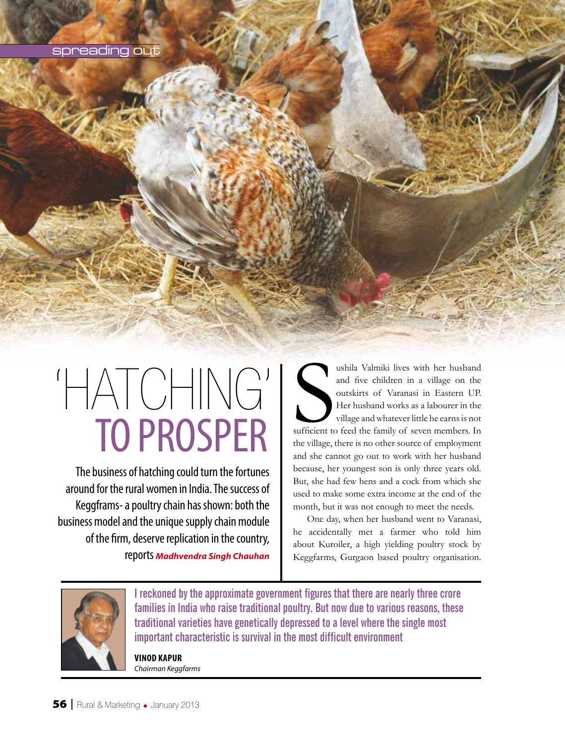spreading out

# 'HATCHING' TO PROSPER

The business of hatching could turn the fortunes around for the rural women in India. The success of Keggframs- a poultry chain has shown: both the business model and the unique supply chain module of the firm, deserve replication in the country, reports ***Madhvendra Singh Chauhan***

Sushila Valmiki lives with her husband and five children in a village on the outskirts of Varanasi in Eastern UP. Her husband works as a labourer in the village and whatever little he earns is not sufficient to feed the family of seven members. In the village, there is no other source of employment and she cannot go out to work with her husband because, her youngest son is only three years old. But, she had few hens and a cock from which she used to make some extra income at the end of the month, but it was not enough to meet the needs.

One day, when her husband went to Varanasi, he accidentally met a farmer who told him about Kuroiler, a high yielding poultry stock by Keggfarms, Gurgaon based poultry organisation.

> I reckoned by the approximate government figures that there are nearly three crore families in India who raise traditional poultry. But now due to various reasons, these traditional varieties have genetically depressed to a level where the single most important characteristic is survival in the most difficult environment
>
> **VINOD KAPUR**
> *Chairman Keggfarms*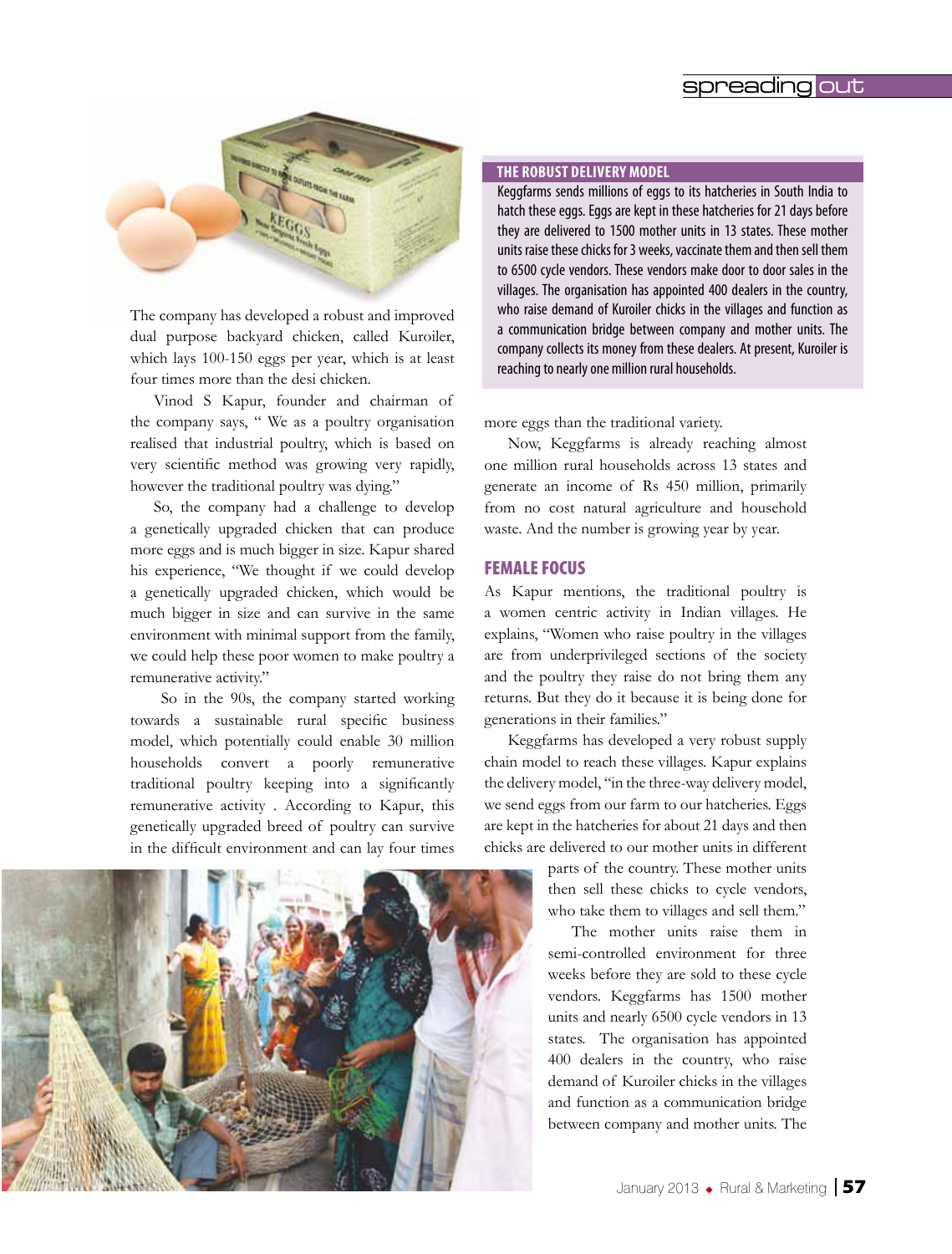The company has developed a robust and improved dual purpose backyard chicken, called Kuroiler, which lays 100-150 eggs per year, which is at least four times more than the desi chicken.

Vinod S Kapur, founder and chairman of the company says, " We as a poultry organisation realised that industrial poultry, which is based on very scientific method was growing very rapidly, however the traditional poultry was dying."

So, the company had a challenge to develop a genetically upgraded chicken that can produce more eggs and is much bigger in size. Kapur shared his experience, "We thought if we could develop a genetically upgraded chicken, which would be much bigger in size and can survive in the same environment with minimal support from the family, we could help these poor women to make poultry a remunerative activity."

So in the 90s, the company started working towards a sustainable rural specific business model, which potentially could enable 30 million households convert a poorly remunerative traditional poultry keeping into a significantly remunerative activity . According to Kapur, this genetically upgraded breed of poultry can survive in the difficult environment and can lay four times more eggs than the traditional variety.

### THE ROBUST DELIVERY MODEL

Keggfarms sends millions of eggs to its hatcheries in South India to hatch these eggs. Eggs are kept in these hatcheries for 21 days before they are delivered to 1500 mother units in 13 states. These mother units raise these chicks for 3 weeks, vaccinate them and then sell them to 6500 cycle vendors. These vendors make door to door sales in the villages. The organisation has appointed 400 dealers in the country, who raise demand of Kuroiler chicks in the villages and function as a communication bridge between company and mother units. The company collects its money from these dealers. At present, Kuroiler is reaching to nearly one million rural households.

Now, Keggfarms is already reaching almost one million rural households across 13 states and generate an income of Rs 450 million, primarily from no cost natural agriculture and household waste. And the number is growing year by year.

## FEMALE FOCUS

As Kapur mentions, the traditional poultry is a women centric activity in Indian villages. He explains, "Women who raise poultry in the villages are from underprivileged sections of the society and the poultry they raise do not bring them any returns. But they do it because it is being done for generations in their families."

Keggfarms has developed a very robust supply chain model to reach these villages. Kapur explains the delivery model, "in the three-way delivery model, we send eggs from our farm to our hatcheries. Eggs are kept in the hatcheries for about 21 days and then chicks are delivered to our mother units in different parts of the country. These mother units then sell these chicks to cycle vendors, who take them to villages and sell them."

The mother units raise them in semi-controlled environment for three weeks before they are sold to these cycle vendors. Keggfarms has 1500 mother units and nearly 6500 cycle vendors in 13 states. The organisation has appointed 400 dealers in the country, who raise demand of Kuroiler chicks in the villages and function as a communication bridge between company and mother units. The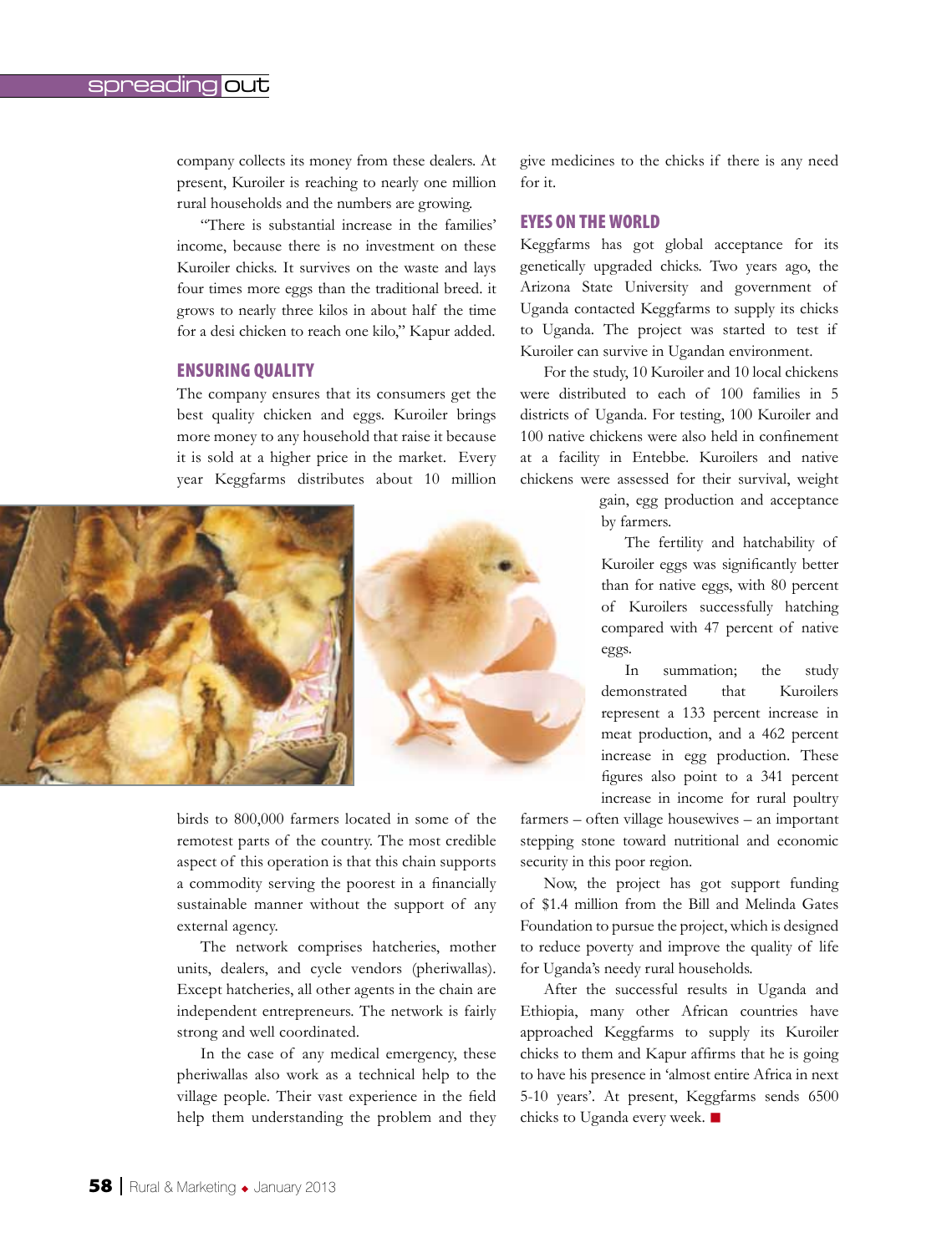company collects its money from these dealers. At present, Kuroiler is reaching to nearly one million rural households and the numbers are growing.

"There is substantial increase in the families' income, because there is no investment on these Kuroiler chicks. It survives on the waste and lays four times more eggs than the traditional breed. it grows to nearly three kilos in about half the time for a desi chicken to reach one kilo," Kapur added.

## ENSURING QUALITY

The company ensures that its consumers get the best quality chicken and eggs. Kuroiler brings more money to any household that raise it because it is sold at a higher price in the market. Every year Keggfarms distributes about 10 million birds to 800,000 farmers located in some of the remotest parts of the country. The most credible aspect of this operation is that this chain supports a commodity serving the poorest in a financially sustainable manner without the support of any external agency.

The network comprises hatcheries, mother units, dealers, and cycle vendors (pheriwallas). Except hatcheries, all other agents in the chain are independent entrepreneurs. The network is fairly strong and well coordinated.

In the case of any medical emergency, these pheriwallas also work as a technical help to the village people. Their vast experience in the field help them understanding the problem and they give medicines to the chicks if there is any need for it.

## EYES ON THE WORLD

Keggfarms has got global acceptance for its genetically upgraded chicks. Two years ago, the Arizona State University and government of Uganda contacted Keggfarms to supply its chicks to Uganda. The project was started to test if Kuroiler can survive in Ugandan environment.

For the study, 10 Kuroiler and 10 local chickens were distributed to each of 100 families in 5 districts of Uganda. For testing, 100 Kuroiler and 100 native chickens were also held in confinement at a facility in Entebbe. Kuroilers and native chickens were assessed for their survival, weight gain, egg production and acceptance by farmers.

The fertility and hatchability of Kuroiler eggs was significantly better than for native eggs, with 80 percent of Kuroilers successfully hatching compared with 47 percent of native eggs.

In summation; the study demonstrated that Kuroilers represent a 133 percent increase in meat production, and a 462 percent increase in egg production. These figures also point to a 341 percent increase in income for rural poultry farmers – often village housewives – an important stepping stone toward nutritional and economic security in this poor region.

Now, the project has got support funding of $1.4 million from the Bill and Melinda Gates Foundation to pursue the project, which is designed to reduce poverty and improve the quality of life for Uganda's needy rural households.

After the successful results in Uganda and Ethiopia, many other African countries have approached Keggfarms to supply its Kuroiler chicks to them and Kapur affirms that he is going to have his presence in 'almost entire Africa in next 5-10 years'. At present, Keggfarms sends 6500 chicks to Uganda every week. ■